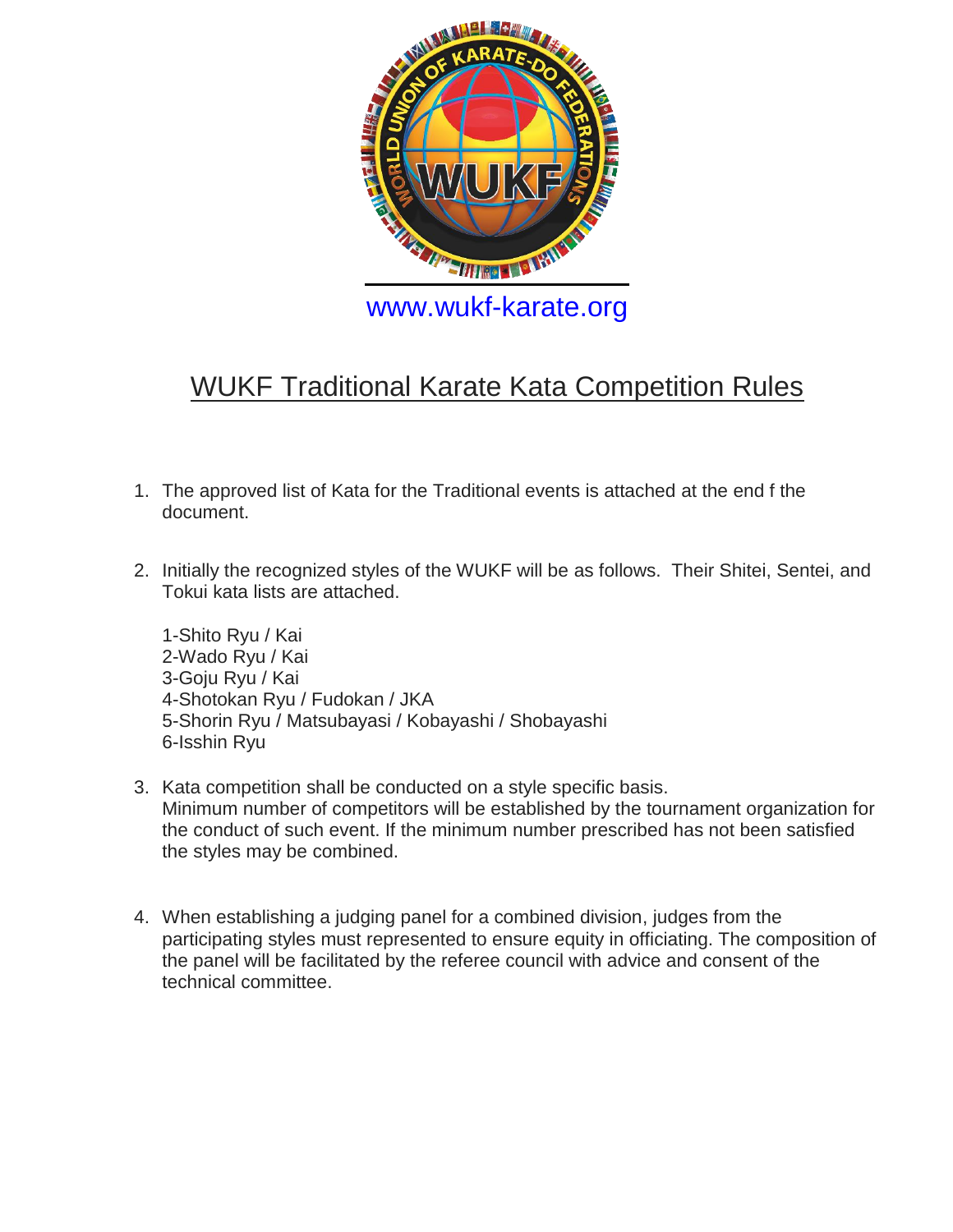www.wukf-karate.org

# WUKF Traditional Karate Kata Competition Rules

1. The approved list of Kata for the Traditional events is attached at the end f the document.

2. Initially the recognized styles of the WUKF will be as follows. Their Shitei, Sentei, and Tokui kata lists are attached.

   1-Shito Ryu / Kai
   2-Wado Ryu / Kai
   3-Goju Ryu / Kai
   4-Shotokan Ryu / Fudokan / JKA
   5-Shorin Ryu / Matsubayasi / Kobayashi / Shobayashi
   6-Isshin Ryu

3. Kata competition shall be conducted on a style specific basis.
   Minimum number of competitors will be established by the tournament organization for the conduct of such event. If the minimum number prescribed has not been satisfied the styles may be combined.

4. When establishing a judging panel for a combined division, judges from the participating styles must represented to ensure equity in officiating. The composition of the panel will be facilitated by the referee council with advice and consent of the technical committee.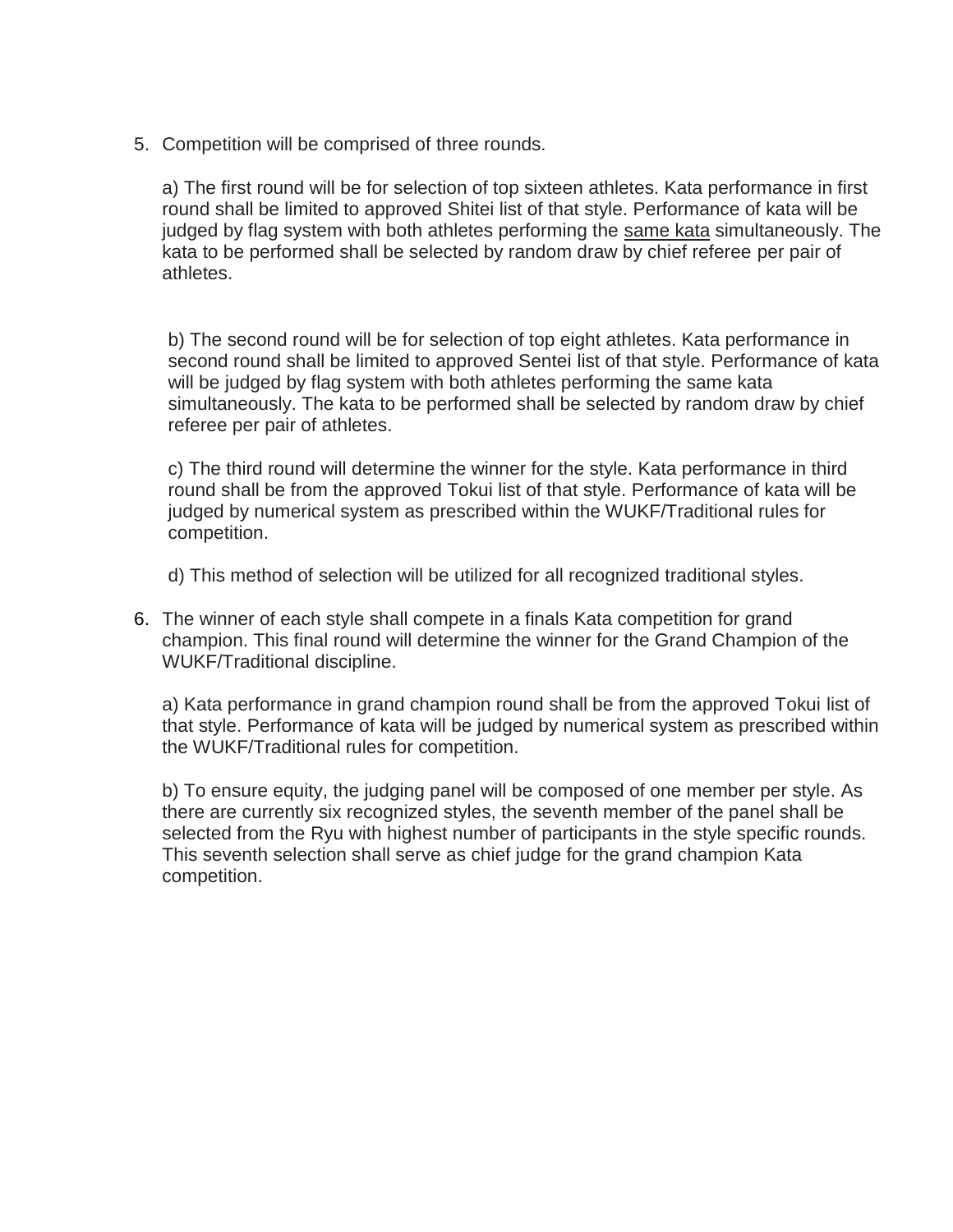5. Competition will be comprised of three rounds.

   a) The first round will be for selection of top sixteen athletes. Kata performance in first round shall be limited to approved Shitei list of that style. Performance of kata will be judged by flag system with both athletes performing the <u>same kata</u> simultaneously. The kata to be performed shall be selected by random draw by chief referee per pair of athletes.

   b) The second round will be for selection of top eight athletes. Kata performance in second round shall be limited to approved Sentei list of that style. Performance of kata will be judged by flag system with both athletes performing the same kata simultaneously. The kata to be performed shall be selected by random draw by chief referee per pair of athletes.

   c) The third round will determine the winner for the style. Kata performance in third round shall be from the approved Tokui list of that style. Performance of kata will be judged by numerical system as prescribed within the WUKF/Traditional rules for competition.

   d) This method of selection will be utilized for all recognized traditional styles.

6. The winner of each style shall compete in a finals Kata competition for grand champion. This final round will determine the winner for the Grand Champion of the WUKF/Traditional discipline.

   a) Kata performance in grand champion round shall be from the approved Tokui list of that style. Performance of kata will be judged by numerical system as prescribed within the WUKF/Traditional rules for competition.

   b) To ensure equity, the judging panel will be composed of one member per style. As there are currently six recognized styles, the seventh member of the panel shall be selected from the Ryu with highest number of participants in the style specific rounds. This seventh selection shall serve as chief judge for the grand champion Kata competition.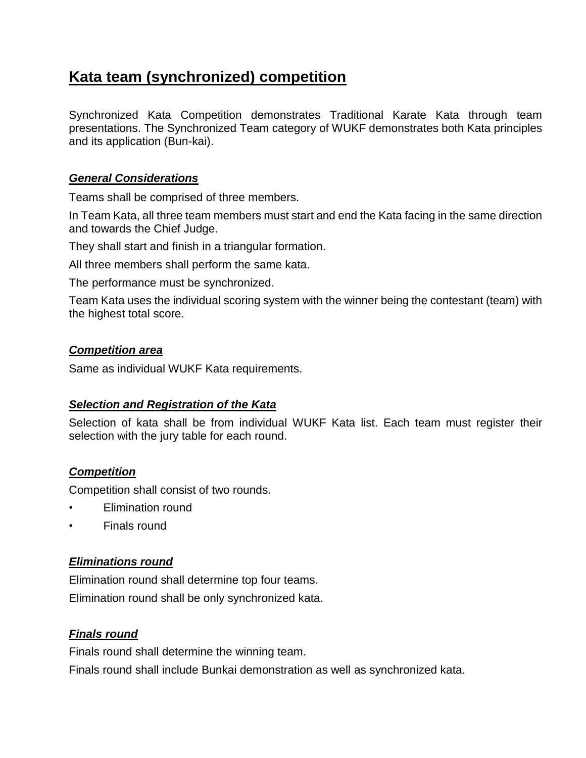# Kata team (synchronized) competition

Synchronized Kata Competition demonstrates Traditional Karate Kata through team presentations. The Synchronized Team category of WUKF demonstrates both Kata principles and its application (Bun-kai).

### *General Considerations*

Teams shall be comprised of three members.

In Team Kata, all three team members must start and end the Kata facing in the same direction and towards the Chief Judge.

They shall start and finish in a triangular formation.

All three members shall perform the same kata.

The performance must be synchronized.

Team Kata uses the individual scoring system with the winner being the contestant (team) with the highest total score.

### *Competition area*

Same as individual WUKF Kata requirements.

### *Selection and Registration of the Kata*

Selection of kata shall be from individual WUKF Kata list. Each team must register their selection with the jury table for each round.

### *Competition*

Competition shall consist of two rounds.

- Elimination round
- Finals round

### *Eliminations round*

Elimination round shall determine top four teams.

Elimination round shall be only synchronized kata.

### *Finals round*

Finals round shall determine the winning team.

Finals round shall include Bunkai demonstration as well as synchronized kata.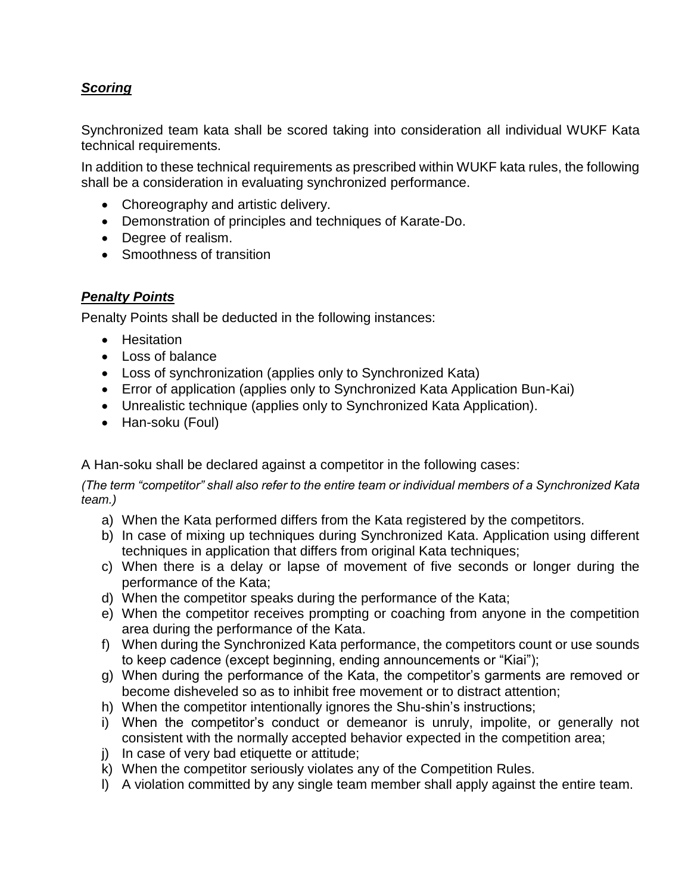***Scoring***

Synchronized team kata shall be scored taking into consideration all individual WUKF Kata technical requirements.

In addition to these technical requirements as prescribed within WUKF kata rules, the following shall be a consideration in evaluating synchronized performance.

- Choreography and artistic delivery.
- Demonstration of principles and techniques of Karate-Do.
- Degree of realism.
- Smoothness of transition

***Penalty Points***

Penalty Points shall be deducted in the following instances:

- Hesitation
- Loss of balance
- Loss of synchronization (applies only to Synchronized Kata)
- Error of application (applies only to Synchronized Kata Application Bun-Kai)
- Unrealistic technique (applies only to Synchronized Kata Application).
- Han-soku (Foul)

A Han-soku shall be declared against a competitor in the following cases:

*(The term “competitor” shall also refer to the entire team or individual members of a Synchronized Kata team.)*

a) When the Kata performed differs from the Kata registered by the competitors.
b) In case of mixing up techniques during Synchronized Kata. Application using different techniques in application that differs from original Kata techniques;
c) When there is a delay or lapse of movement of five seconds or longer during the performance of the Kata;
d) When the competitor speaks during the performance of the Kata;
e) When the competitor receives prompting or coaching from anyone in the competition area during the performance of the Kata.
f) When during the Synchronized Kata performance, the competitors count or use sounds to keep cadence (except beginning, ending announcements or “Kiai”);
g) When during the performance of the Kata, the competitor’s garments are removed or become disheveled so as to inhibit free movement or to distract attention;
h) When the competitor intentionally ignores the Shu-shin’s instructions;
i) When the competitor’s conduct or demeanor is unruly, impolite, or generally not consistent with the normally accepted behavior expected in the competition area;
j) In case of very bad etiquette or attitude;
k) When the competitor seriously violates any of the Competition Rules.
l) A violation committed by any single team member shall apply against the entire team.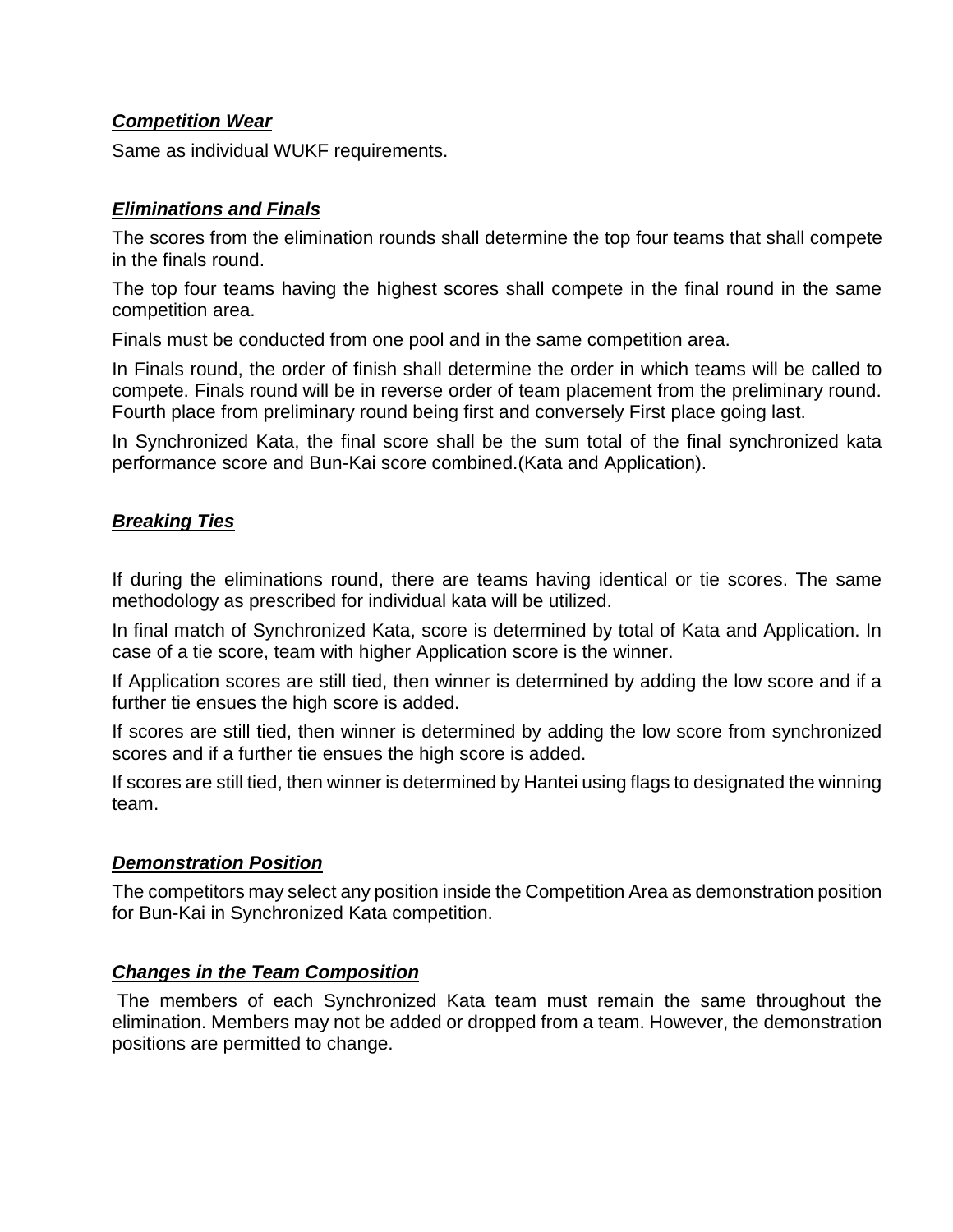***Competition Wear***

Same as individual WUKF requirements.

***Eliminations and Finals***

The scores from the elimination rounds shall determine the top four teams that shall compete in the finals round.

The top four teams having the highest scores shall compete in the final round in the same competition area.

Finals must be conducted from one pool and in the same competition area.

In Finals round, the order of finish shall determine the order in which teams will be called to compete. Finals round will be in reverse order of team placement from the preliminary round. Fourth place from preliminary round being first and conversely First place going last.

In Synchronized Kata, the final score shall be the sum total of the final synchronized kata performance score and Bun-Kai score combined.(Kata and Application).

***Breaking Ties***

If during the eliminations round, there are teams having identical or tie scores. The same methodology as prescribed for individual kata will be utilized.

In final match of Synchronized Kata, score is determined by total of Kata and Application. In case of a tie score, team with higher Application score is the winner.

If Application scores are still tied, then winner is determined by adding the low score and if a further tie ensues the high score is added.

If scores are still tied, then winner is determined by adding the low score from synchronized scores and if a further tie ensues the high score is added.

If scores are still tied, then winner is determined by Hantei using flags to designated the winning team.

***Demonstration Position***

The competitors may select any position inside the Competition Area as demonstration position for Bun-Kai in Synchronized Kata competition.

***Changes in the Team Composition***

The members of each Synchronized Kata team must remain the same throughout the elimination. Members may not be added or dropped from a team. However, the demonstration positions are permitted to change.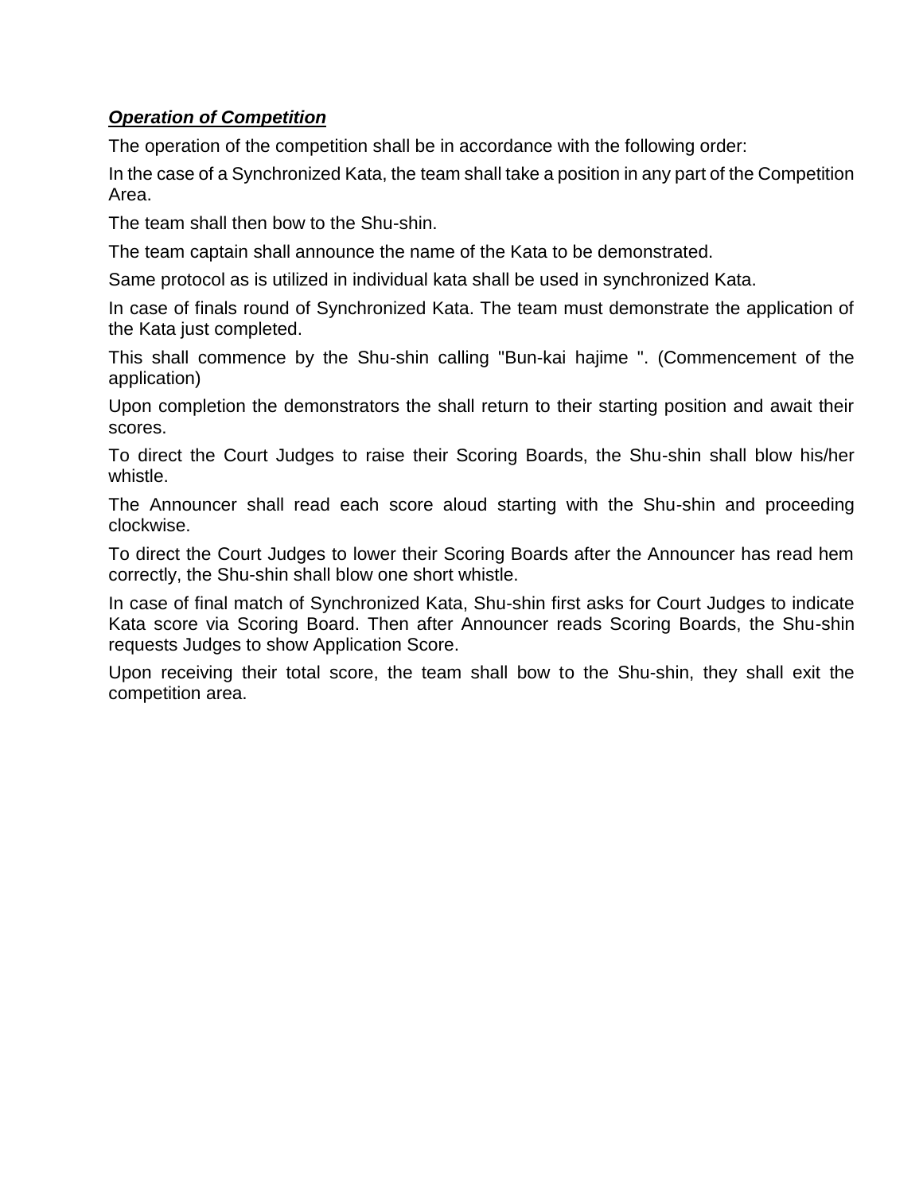***Operation of Competition***

The operation of the competition shall be in accordance with the following order:

In the case of a Synchronized Kata, the team shall take a position in any part of the Competition Area.

The team shall then bow to the Shu-shin.

The team captain shall announce the name of the Kata to be demonstrated.

Same protocol as is utilized in individual kata shall be used in synchronized Kata.

In case of finals round of Synchronized Kata. The team must demonstrate the application of the Kata just completed.

This shall commence by the Shu-shin calling "Bun-kai hajime ". (Commencement of the application)

Upon completion the demonstrators the shall return to their starting position and await their scores.

To direct the Court Judges to raise their Scoring Boards, the Shu-shin shall blow his/her whistle.

The Announcer shall read each score aloud starting with the Shu-shin and proceeding clockwise.

To direct the Court Judges to lower their Scoring Boards after the Announcer has read hem correctly, the Shu-shin shall blow one short whistle.

In case of final match of Synchronized Kata, Shu-shin first asks for Court Judges to indicate Kata score via Scoring Board. Then after Announcer reads Scoring Boards, the Shu-shin requests Judges to show Application Score.

Upon receiving their total score, the team shall bow to the Shu-shin, they shall exit the competition area.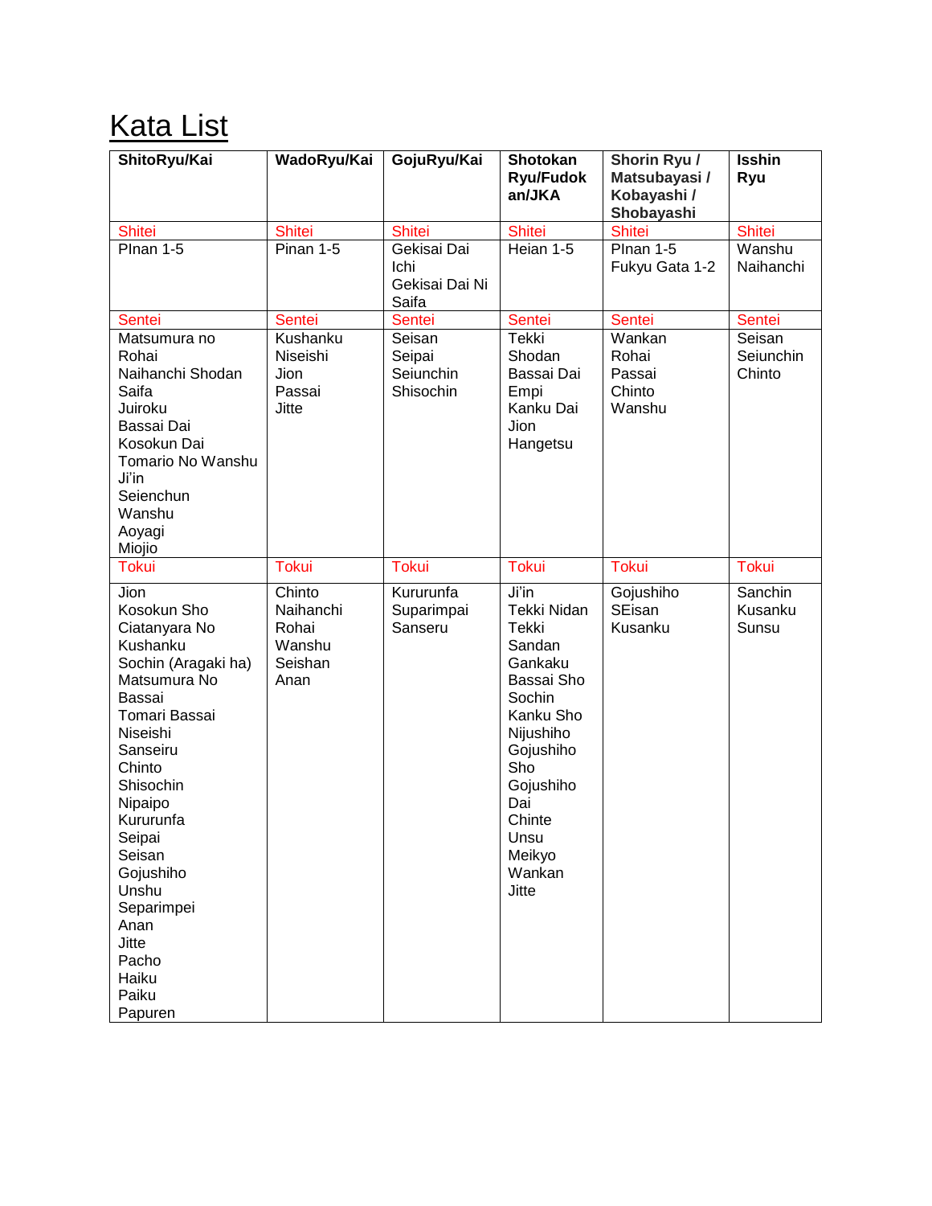# Kata List

| ShitoRyu/Kai | WadoRyu/Kai | GojuRyu/Kai | Shotokan Ryu/Fudokan/JKA | Shorin Ryu / Matsubayasi / Kobayashi / Shobayashi | Isshin Ryu |
|---|---|---|---|---|---|
| Shitei | Shitei | Shitei | Shitei | Shitei | Shitei |
| PInan 1-5 | Pinan 1-5 | Gekisai Dai Ichi<br>Gekisai Dai Ni<br>Saifa | Heian 1-5 | PInan 1-5<br>Fukyu Gata 1-2 | Wanshu<br>Naihanchi |
| Sentei | Sentei | Sentei | Sentei | Sentei | Sentei |
| Matsumura no Rohai<br>Naihanchi Shodan<br>Saifa<br>Juiroku<br>Bassai Dai<br>Kosokun Dai<br>Tomario No Wanshu<br>Ji'in<br>Seienchun<br>Wanshu<br>Aoyagi<br>Miojio | Kushanku<br>Niseishi<br>Jion<br>Passai<br>Jitte | Seisan<br>Seipai<br>Seiunchin<br>Shisochin | Tekki Shodan<br>Bassai Dai<br>Empi<br>Kanku Dai<br>Jion<br>Hangetsu | Wankan<br>Rohai<br>Passai<br>Chinto<br>Wanshu | Seisan<br>Seiunchin<br>Chinto |
| Tokui | Tokui | Tokui | Tokui | Tokui | Tokui |
| Jion<br>Kosokun Sho<br>Ciatanyara No Kushanku<br>Sochin (Aragaki ha)<br>Matsmura No Bassai<br>Tomari Bassai<br>Niseishi<br>Sanseiru<br>Chinto<br>Shisochin<br>Nipaipo<br>Kururunfa<br>Seipai<br>Seisan<br>Gojushiho<br>Unshu<br>Separimpei<br>Anan<br>Jitte<br>Pacho<br>Haiku<br>Paiku<br>Papuren | Chinto<br>Naihanchi<br>Rohai<br>Wanshu<br>Seishan<br>Anan | Kururunfa<br>Suparimpai<br>Sanseru | Ji'in<br>Tekki Nidan<br>Tekki Sandan<br>Gankaku<br>Bassai Sho<br>Sochin<br>Kanku Sho<br>Nijushiho<br>Gojushiho Sho<br>Gojushiho Dai<br>Chinte<br>Unsu<br>Meikyo<br>Wankan<br>Jitte | Gojushiho<br>SEisan<br>Kusanku | Sanchin<br>Kusanku<br>Sunsu |